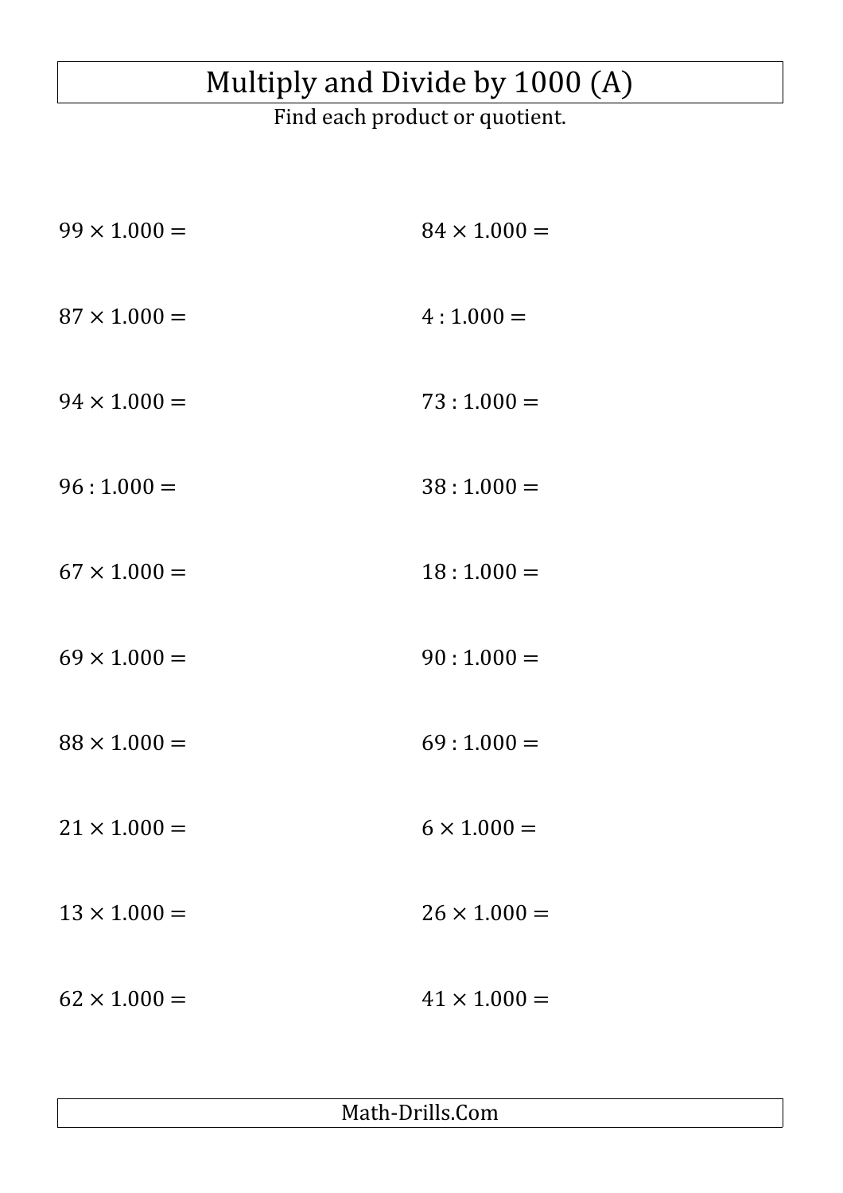# Multiply and Divide by 1000 (A)

Find each product or quotient.

$99 \times 1.000 =$

$87 \times 1.000 =$

$94 \times 1.000 =$

$96 : 1.000 =$

$67 \times 1.000 =$

$69 \times 1.000 =$

$88 \times 1.000 =$

$21 \times 1.000 =$

$13 \times 1.000 =$

$62 \times 1.000 =$

$84 \times 1.000 =$

$4 : 1.000 =$

$73 : 1.000 =$

$38 : 1.000 =$

$18 : 1.000 =$

$90 : 1.000 =$

$69 : 1.000 =$

$6 \times 1.000 =$

$26 \times 1.000 =$

$41 \times 1.000 =$

Math-Drills.Com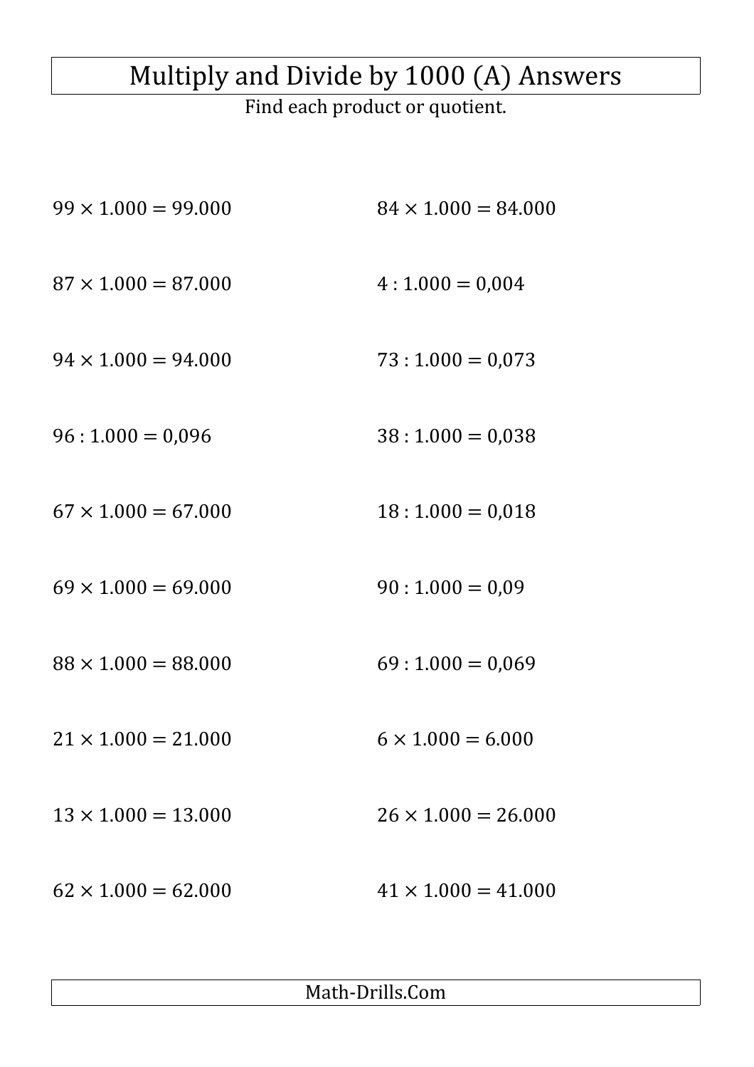# Multiply and Divide by 1000 (A) Answers

Find each product or quotient.

$99 \times 1.000 = 99.000$

$87 \times 1.000 = 87.000$

$94 \times 1.000 = 94.000$

$96 : 1.000 = 0{,}096$

$67 \times 1.000 = 67.000$

$69 \times 1.000 = 69.000$

$88 \times 1.000 = 88.000$

$21 \times 1.000 = 21.000$

$13 \times 1.000 = 13.000$

$62 \times 1.000 = 62.000$

$84 \times 1.000 = 84.000$

$4 : 1.000 = 0{,}004$

$73 : 1.000 = 0{,}073$

$38 : 1.000 = 0{,}038$

$18 : 1.000 = 0{,}018$

$90 : 1.000 = 0{,}09$

$69 : 1.000 = 0{,}069$

$6 \times 1.000 = 6.000$

$26 \times 1.000 = 26.000$

$41 \times 1.000 = 41.000$

Math-Drills.Com